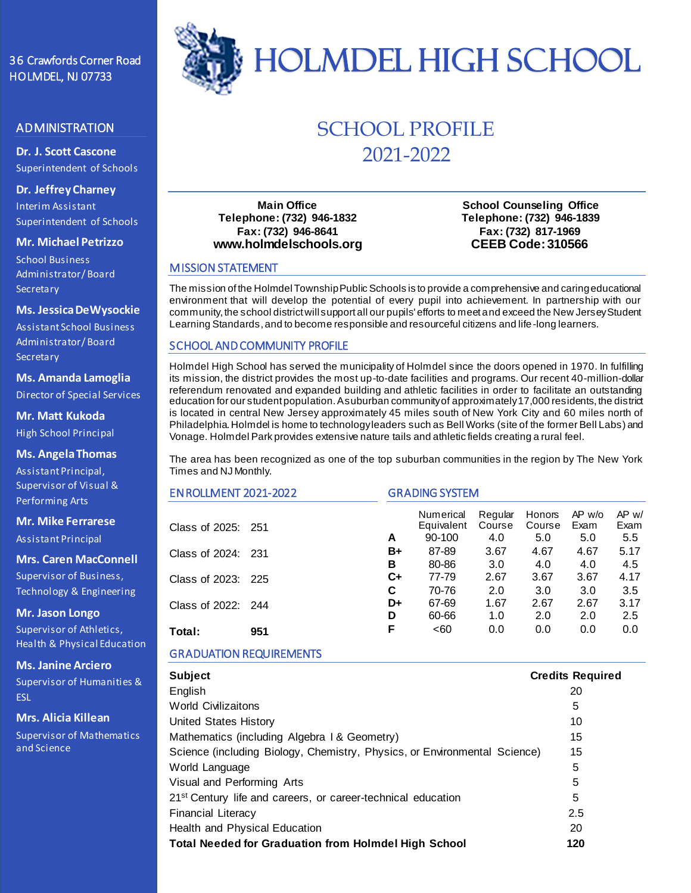# HOLMDEL HIGH SCHOOL

36 Crawfords Corner Road
HOLMDEL, NJ 07733

## ADMINISTRATION

**Dr. J. Scott Cascone**
Superintendent of Schools

**Dr. Jeffrey Charney**
Interim Assistant Superintendent of Schools

**Mr. Michael Petrizzo**
School Business Administrator/Board Secretary

**Ms. Jessica DeWysockie**
Assistant School Business Administrator/Board Secretary

**Ms. Amanda Lamoglia**
Director of Special Services

**Mr. Matt Kukoda**
High School Principal

**Ms. Angela Thomas**
Assistant Principal, Supervisor of Visual & Performing Arts

**Mr. Mike Ferrarese**
Assistant Principal

**Mrs. Caren MacConnell**
Supervisor of Business, Technology & Engineering

**Mr. Jason Longo**
Supervisor of Athletics, Health & Physical Education

**Ms. Janine Arciero**
Supervisor of Humanities & ESL

**Mrs. Alicia Killean**
Supervisor of Mathematics and Science

# SCHOOL PROFILE 2021-2022

**Main Office**
**Telephone: (732) 946-1832**
**Fax: (732) 946-8641**
**www.holmdelschools.org**

**School Counseling Office**
**Telephone: (732) 946-1839**
**Fax: (732) 817-1969**
**CEEB Code: 310566**

## MISSION STATEMENT

The mission of the Holmdel Township Public Schools is to provide a comprehensive and caring educational environment that will develop the potential of every pupil into achievement. In partnership with our community, the school district will support all our pupils' efforts to meet and exceed the New Jersey Student Learning Standards, and to become responsible and resourceful citizens and life-long learners.

## SCHOOL AND COMMUNITY PROFILE

Holmdel High School has served the municipality of Holmdel since the doors opened in 1970. In fulfilling its mission, the district provides the most up-to-date facilities and programs. Our recent 40-million-dollar referendum renovated and expanded building and athletic facilities in order to facilitate an outstanding education for our student population. A suburban community of approximately 17,000 residents, the district is located in central New Jersey approximately 45 miles south of New York City and 60 miles north of Philadelphia. Holmdel is home to technology leaders such as Bell Works (site of the former Bell Labs) and Vonage. Holmdel Park provides extensive nature tails and athletic fields creating a rural feel.

The area has been recognized as one of the top suburban communities in the region by The New York Times and NJ Monthly.

## ENROLLMENT 2021-2022

| Class | Enrollment |
|---|---|
| Class of 2025: | 251 |
| Class of 2024: | 231 |
| Class of 2023: | 225 |
| Class of 2022: | 244 |
| **Total:** | **951** |

## GRADING SYSTEM

| | Numerical Equivalent | Regular Course | Honors Course | AP w/o Exam | AP w/ Exam |
|---|---|---|---|---|---|
| **A** | 90-100 | 4.0 | 5.0 | 5.0 | 5.5 |
| **B+** | 87-89 | 3.67 | 4.67 | 4.67 | 5.17 |
| **B** | 80-86 | 3.0 | 4.0 | 4.0 | 4.5 |
| **C+** | 77-79 | 2.67 | 3.67 | 3.67 | 4.17 |
| **C** | 70-76 | 2.0 | 3.0 | 3.0 | 3.5 |
| **D+** | 67-69 | 1.67 | 2.67 | 2.67 | 3.17 |
| **D** | 60-66 | 1.0 | 2.0 | 2.0 | 2.5 |
| **F** | <60 | 0.0 | 0.0 | 0.0 | 0.0 |

## GRADUATION REQUIREMENTS

| **Subject** | **Credits Required** |
|---|---|
| English | 20 |
| World Civilizaitons | 5 |
| United States History | 10 |
| Mathematics (including Algebra I & Geometry) | 15 |
| Science (including Biology, Chemistry, Physics, or Environmental Science) | 15 |
| World Language | 5 |
| Visual and Performing Arts | 5 |
| 21st Century life and careers, or career-technical education | 5 |
| Financial Literacy | 2.5 |
| Health and Physical Education | 20 |
| **Total Needed for Graduation from Holmdel High School** | **120** |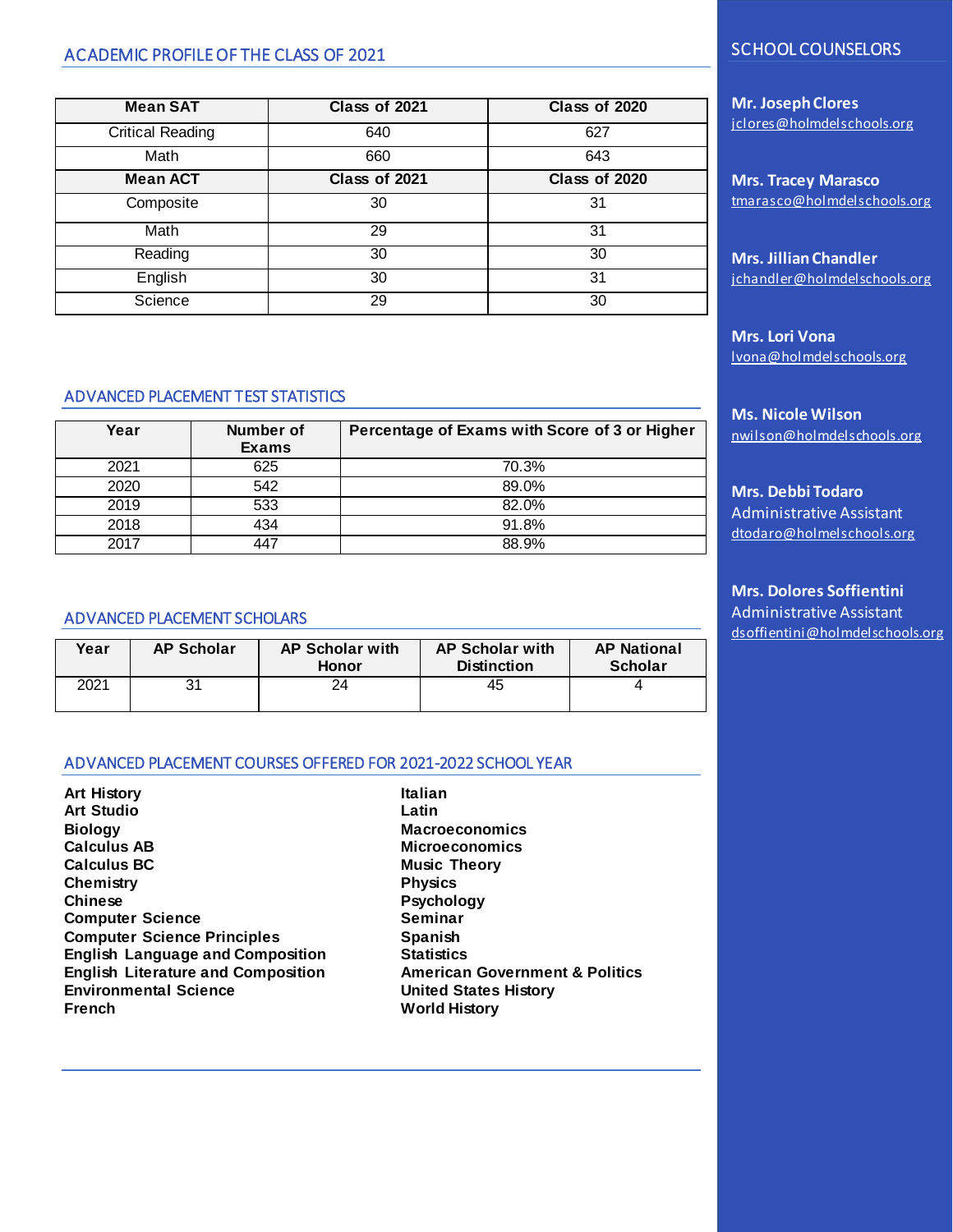## ACADEMIC PROFILE OF THE CLASS OF 2021

| Mean SAT | Class of 2021 | Class of 2020 |
|---|---|---|
| Critical Reading | 640 | 627 |
| Math | 660 | 643 |
| **Mean ACT** | **Class of 2021** | **Class of 2020** |
| Composite | 30 | 31 |
| Math | 29 | 31 |
| Reading | 30 | 30 |
| English | 30 | 31 |
| Science | 29 | 30 |

## ADVANCED PLACEMENT TEST STATISTICS

| Year | Number of Exams | Percentage of Exams with Score of 3 or Higher |
|---|---|---|
| 2021 | 625 | 70.3% |
| 2020 | 542 | 89.0% |
| 2019 | 533 | 82.0% |
| 2018 | 434 | 91.8% |
| 2017 | 447 | 88.9% |

## ADVANCED PLACEMENT SCHOLARS

| Year | AP Scholar | AP Scholar with Honor | AP Scholar with Distinction | AP National Scholar |
|---|---|---|---|---|
| 2021 | 31 | 24 | 45 | 4 |

## ADVANCED PLACEMENT COURSES OFFERED FOR 2021-2022 SCHOOL YEAR

**Art History**
**Art Studio**
**Biology**
**Calculus AB**
**Calculus BC**
**Chemistry**
**Chinese**
**Computer Science**
**Computer Science Principles**
**English Language and Composition**
**English Literature and Composition**
**Environmental Science**
**French**
**Italian**
**Latin**
**Macroeconomics**
**Microeconomics**
**Music Theory**
**Physics**
**Psychology**
**Seminar**
**Spanish**
**Statistics**
**American Government & Politics**
**United States History**
**World History**

## SCHOOL COUNSELORS

**Mr. Joseph Clores**
jclores@holmdelschools.org

**Mrs. Tracey Marasco**
tmarasco@holmdelschools.org

**Mrs. Jillian Chandler**
jchandler@holmdelschools.org

**Mrs. Lori Vona**
lvona@holmdelschools.org

**Ms. Nicole Wilson**
nwilson@holmdelschools.org

**Mrs. Debbi Todaro**
Administrative Assistant
dtodaro@holmelschools.org

**Mrs. Dolores Soffientini**
Administrative Assistant
dsoffientini@holmdelschools.org